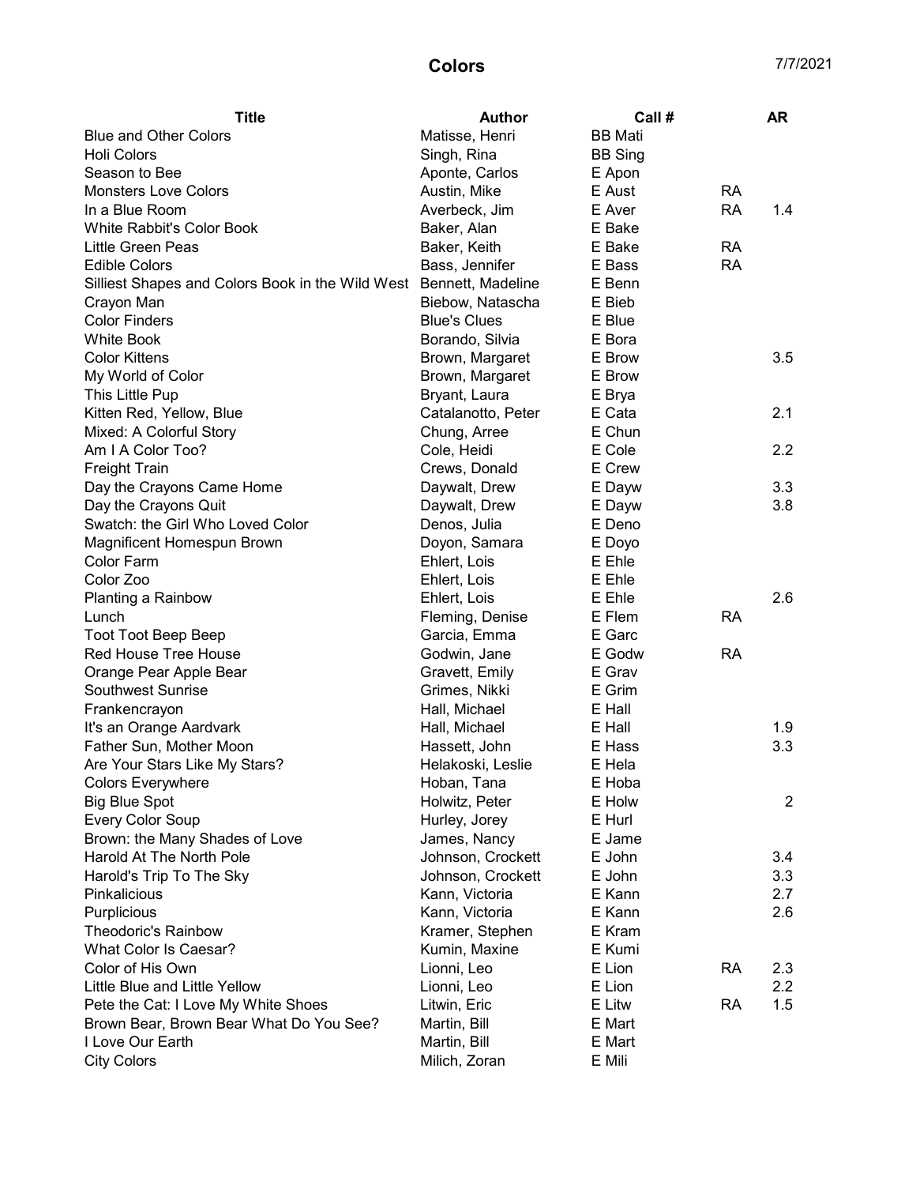# Colors

7/7/2021

| Title | Author | Call # | | AR |
|---|---|---|---|---|
| Blue and Other Colors | Matisse, Henri | BB Mati | | |
| Holi Colors | Singh, Rina | BB Sing | | |
| Season to Bee | Aponte, Carlos | E Apon | | |
| Monsters Love Colors | Austin, Mike | E Aust | RA | |
| In a Blue Room | Averbeck, Jim | E Aver | RA | 1.4 |
| White Rabbit's Color Book | Baker, Alan | E Bake | | |
| Little Green Peas | Baker, Keith | E Bake | RA | |
| Edible Colors | Bass, Jennifer | E Bass | RA | |
| Silliest Shapes and Colors Book in the Wild West | Bennett, Madeline | E Benn | | |
| Crayon Man | Biebow, Natascha | E Bieb | | |
| Color Finders | Blue's Clues | E Blue | | |
| White Book | Borando, Silvia | E Bora | | |
| Color Kittens | Brown, Margaret | E Brow | | 3.5 |
| My World of Color | Brown, Margaret | E Brow | | |
| This Little Pup | Bryant, Laura | E Brya | | |
| Kitten Red, Yellow, Blue | Catalanotto, Peter | E Cata | | 2.1 |
| Mixed: A Colorful Story | Chung, Arree | E Chun | | |
| Am I A Color Too? | Cole, Heidi | E Cole | | 2.2 |
| Freight Train | Crews, Donald | E Crew | | |
| Day the Crayons Came Home | Daywalt, Drew | E Dayw | | 3.3 |
| Day the Crayons Quit | Daywalt, Drew | E Dayw | | 3.8 |
| Swatch: the Girl Who Loved Color | Denos, Julia | E Deno | | |
| Magnificent Homespun Brown | Doyon, Samara | E Doyo | | |
| Color Farm | Ehlert, Lois | E Ehle | | |
| Color Zoo | Ehlert, Lois | E Ehle | | |
| Planting a Rainbow | Ehlert, Lois | E Ehle | | 2.6 |
| Lunch | Fleming, Denise | E Flem | RA | |
| Toot Toot Beep Beep | Garcia, Emma | E Garc | | |
| Red House Tree House | Godwin, Jane | E Godw | RA | |
| Orange Pear Apple Bear | Gravett, Emily | E Grav | | |
| Southwest Sunrise | Grimes, Nikki | E Grim | | |
| Frankencrayon | Hall, Michael | E Hall | | |
| It's an Orange Aardvark | Hall, Michael | E Hall | | 1.9 |
| Father Sun, Mother Moon | Hassett, John | E Hass | | 3.3 |
| Are Your Stars Like My Stars? | Helakoski, Leslie | E Hela | | |
| Colors Everywhere | Hoban, Tana | E Hoba | | |
| Big Blue Spot | Holwitz, Peter | E Holw | | 2 |
| Every Color Soup | Hurley, Jorey | E Hurl | | |
| Brown: the Many Shades of Love | James, Nancy | E Jame | | |
| Harold At The North Pole | Johnson, Crockett | E John | | 3.4 |
| Harold's Trip To The Sky | Johnson, Crockett | E John | | 3.3 |
| Pinkalicious | Kann, Victoria | E Kann | | 2.7 |
| Purplicious | Kann, Victoria | E Kann | | 2.6 |
| Theodoric's Rainbow | Kramer, Stephen | E Kram | | |
| What Color Is Caesar? | Kumin, Maxine | E Kumi | | |
| Color of His Own | Lionni, Leo | E Lion | RA | 2.3 |
| Little Blue and Little Yellow | Lionni, Leo | E Lion | | 2.2 |
| Pete the Cat: I Love My White Shoes | Litwin, Eric | E Litw | RA | 1.5 |
| Brown Bear, Brown Bear What Do You See? | Martin, Bill | E Mart | | |
| I Love Our Earth | Martin, Bill | E Mart | | |
| City Colors | Milich, Zoran | E Mili | | |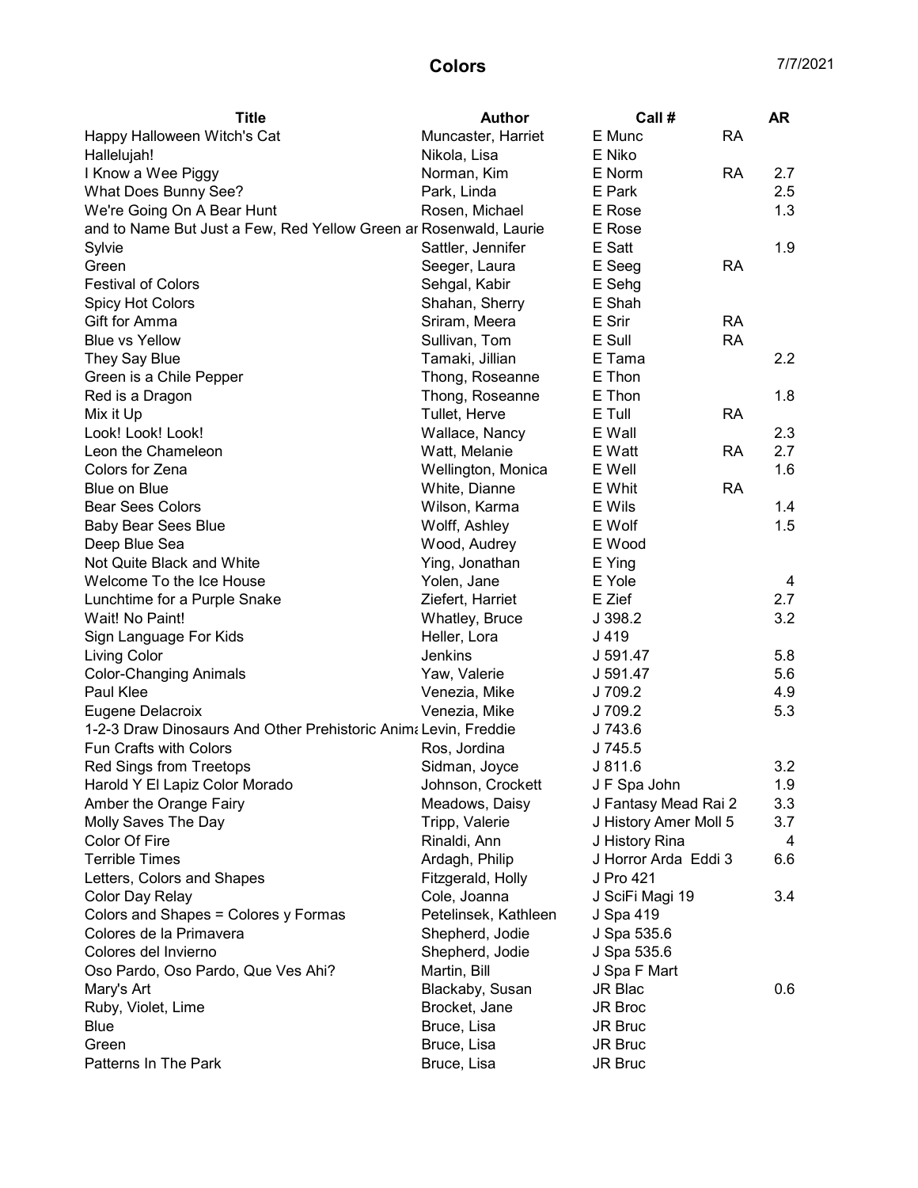# Colors

7/7/2021

| Title | Author | Call # | | AR |
|---|---|---|---|---|
| Happy Halloween Witch's Cat | Muncaster, Harriet | E Munc | RA | |
| Hallelujah! | Nikola, Lisa | E Niko | | |
| I Know a Wee Piggy | Norman, Kim | E Norm | RA | 2.7 |
| What Does Bunny See? | Park, Linda | E Park | | 2.5 |
| We're Going On A Bear Hunt | Rosen, Michael | E Rose | | 1.3 |
| and to Name But Just a Few, Red Yellow Green ar | Rosenwald, Laurie | E Rose | | |
| Sylvie | Sattler, Jennifer | E Satt | | 1.9 |
| Green | Seeger, Laura | E Seeg | RA | |
| Festival of Colors | Sehgal, Kabir | E Sehg | | |
| Spicy Hot Colors | Shahan, Sherry | E Shah | | |
| Gift for Amma | Sriram, Meera | E Srir | RA | |
| Blue vs Yellow | Sullivan, Tom | E Sull | RA | |
| They Say Blue | Tamaki, Jillian | E Tama | | 2.2 |
| Green is a Chile Pepper | Thong, Roseanne | E Thon | | |
| Red is a Dragon | Thong, Roseanne | E Thon | | 1.8 |
| Mix it Up | Tullet, Herve | E Tull | RA | |
| Look! Look! Look! | Wallace, Nancy | E Wall | | 2.3 |
| Leon the Chameleon | Watt, Melanie | E Watt | RA | 2.7 |
| Colors for Zena | Wellington, Monica | E Well | | 1.6 |
| Blue on Blue | White, Dianne | E Whit | RA | |
| Bear Sees Colors | Wilson, Karma | E Wils | | 1.4 |
| Baby Bear Sees Blue | Wolff, Ashley | E Wolf | | 1.5 |
| Deep Blue Sea | Wood, Audrey | E Wood | | |
| Not Quite Black and White | Ying, Jonathan | E Ying | | |
| Welcome To the Ice House | Yolen, Jane | E Yole | | 4 |
| Lunchtime for a Purple Snake | Ziefert, Harriet | E Zief | | 2.7 |
| Wait! No Paint! | Whatley, Bruce | J 398.2 | | 3.2 |
| Sign Language For Kids | Heller, Lora | J 419 | | |
| Living Color | Jenkins | J 591.47 | | 5.8 |
| Color-Changing Animals | Yaw, Valerie | J 591.47 | | 5.6 |
| Paul Klee | Venezia, Mike | J 709.2 | | 4.9 |
| Eugene Delacroix | Venezia, Mike | J 709.2 | | 5.3 |
| 1-2-3 Draw Dinosaurs And Other Prehistoric Anima | Levin, Freddie | J 743.6 | | |
| Fun Crafts with Colors | Ros, Jordina | J 745.5 | | |
| Red Sings from Treetops | Sidman, Joyce | J 811.6 | | 3.2 |
| Harold Y El Lapiz Color Morado | Johnson, Crockett | J F Spa John | | 1.9 |
| Amber the Orange Fairy | Meadows, Daisy | J Fantasy Mead Rai 2 | | 3.3 |
| Molly Saves The Day | Tripp, Valerie | J History Amer Moll 5 | | 3.7 |
| Color Of Fire | Rinaldi, Ann | J History Rina | | 4 |
| Terrible Times | Ardagh, Philip | J Horror Arda Eddi 3 | | 6.6 |
| Letters, Colors and Shapes | Fitzgerald, Holly | J Pro 421 | | |
| Color Day Relay | Cole, Joanna | J SciFi Magi 19 | | 3.4 |
| Colors and Shapes = Colores y Formas | Petelinsek, Kathleen | J Spa 419 | | |
| Colores de la Primavera | Shepherd, Jodie | J Spa 535.6 | | |
| Colores del Invierno | Shepherd, Jodie | J Spa 535.6 | | |
| Oso Pardo, Oso Pardo, Que Ves Ahi? | Martin, Bill | J Spa F Mart | | |
| Mary's Art | Blackaby, Susan | JR Blac | | 0.6 |
| Ruby, Violet, Lime | Brocket, Jane | JR Broc | | |
| Blue | Bruce, Lisa | JR Bruc | | |
| Green | Bruce, Lisa | JR Bruc | | |
| Patterns In The Park | Bruce, Lisa | JR Bruc | | |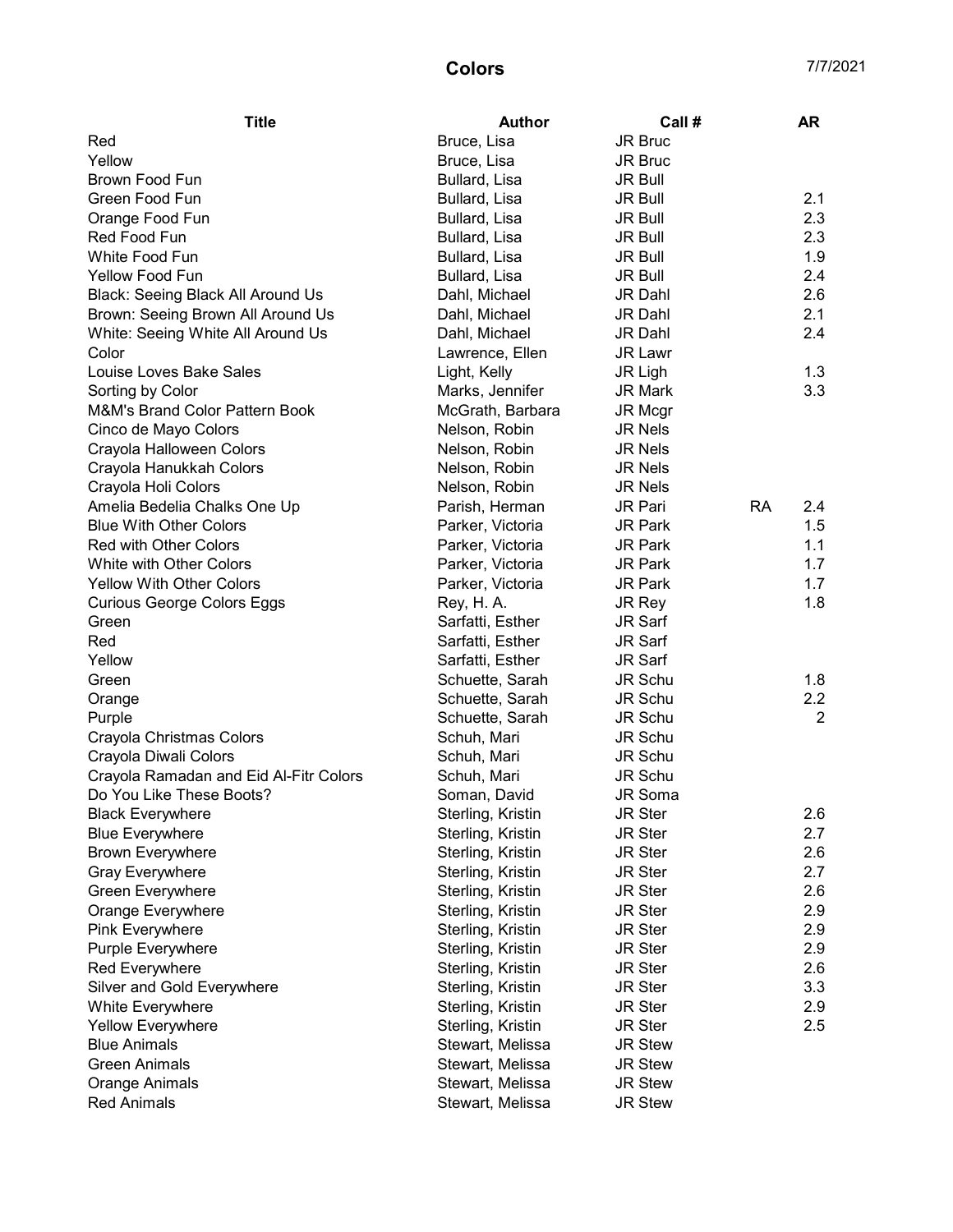# Colors

7/7/2021

| Title | Author | Call # | | AR |
|---|---|---|---|---|
| Red | Bruce, Lisa | JR Bruc | | |
| Yellow | Bruce, Lisa | JR Bruc | | |
| Brown Food Fun | Bullard, Lisa | JR Bull | | |
| Green Food Fun | Bullard, Lisa | JR Bull | | 2.1 |
| Orange Food Fun | Bullard, Lisa | JR Bull | | 2.3 |
| Red Food Fun | Bullard, Lisa | JR Bull | | 2.3 |
| White Food Fun | Bullard, Lisa | JR Bull | | 1.9 |
| Yellow Food Fun | Bullard, Lisa | JR Bull | | 2.4 |
| Black: Seeing Black All Around Us | Dahl, Michael | JR Dahl | | 2.6 |
| Brown: Seeing Brown All Around Us | Dahl, Michael | JR Dahl | | 2.1 |
| White: Seeing White All Around Us | Dahl, Michael | JR Dahl | | 2.4 |
| Color | Lawrence, Ellen | JR Lawr | | |
| Louise Loves Bake Sales | Light, Kelly | JR Ligh | | 1.3 |
| Sorting by Color | Marks, Jennifer | JR Mark | | 3.3 |
| M&M's Brand Color Pattern Book | McGrath, Barbara | JR Mcgr | | |
| Cinco de Mayo Colors | Nelson, Robin | JR Nels | | |
| Crayola Halloween Colors | Nelson, Robin | JR Nels | | |
| Crayola Hanukkah Colors | Nelson, Robin | JR Nels | | |
| Crayola Holi Colors | Nelson, Robin | JR Nels | | |
| Amelia Bedelia Chalks One Up | Parish, Herman | JR Pari | RA | 2.4 |
| Blue With Other Colors | Parker, Victoria | JR Park | | 1.5 |
| Red with Other Colors | Parker, Victoria | JR Park | | 1.1 |
| White with Other Colors | Parker, Victoria | JR Park | | 1.7 |
| Yellow With Other Colors | Parker, Victoria | JR Park | | 1.7 |
| Curious George Colors Eggs | Rey, H. A. | JR Rey | | 1.8 |
| Green | Sarfatti, Esther | JR Sarf | | |
| Red | Sarfatti, Esther | JR Sarf | | |
| Yellow | Sarfatti, Esther | JR Sarf | | |
| Green | Schuette, Sarah | JR Schu | | 1.8 |
| Orange | Schuette, Sarah | JR Schu | | 2.2 |
| Purple | Schuette, Sarah | JR Schu | | 2 |
| Crayola Christmas Colors | Schuh, Mari | JR Schu | | |
| Crayola Diwali Colors | Schuh, Mari | JR Schu | | |
| Crayola Ramadan and Eid Al-Fitr Colors | Schuh, Mari | JR Schu | | |
| Do You Like These Boots? | Soman, David | JR Soma | | |
| Black Everywhere | Sterling, Kristin | JR Ster | | 2.6 |
| Blue Everywhere | Sterling, Kristin | JR Ster | | 2.7 |
| Brown Everywhere | Sterling, Kristin | JR Ster | | 2.6 |
| Gray Everywhere | Sterling, Kristin | JR Ster | | 2.7 |
| Green Everywhere | Sterling, Kristin | JR Ster | | 2.6 |
| Orange Everywhere | Sterling, Kristin | JR Ster | | 2.9 |
| Pink Everywhere | Sterling, Kristin | JR Ster | | 2.9 |
| Purple Everywhere | Sterling, Kristin | JR Ster | | 2.9 |
| Red Everywhere | Sterling, Kristin | JR Ster | | 2.6 |
| Silver and Gold Everywhere | Sterling, Kristin | JR Ster | | 3.3 |
| White Everywhere | Sterling, Kristin | JR Ster | | 2.9 |
| Yellow Everywhere | Sterling, Kristin | JR Ster | | 2.5 |
| Blue Animals | Stewart, Melissa | JR Stew | | |
| Green Animals | Stewart, Melissa | JR Stew | | |
| Orange Animals | Stewart, Melissa | JR Stew | | |
| Red Animals | Stewart, Melissa | JR Stew | | |